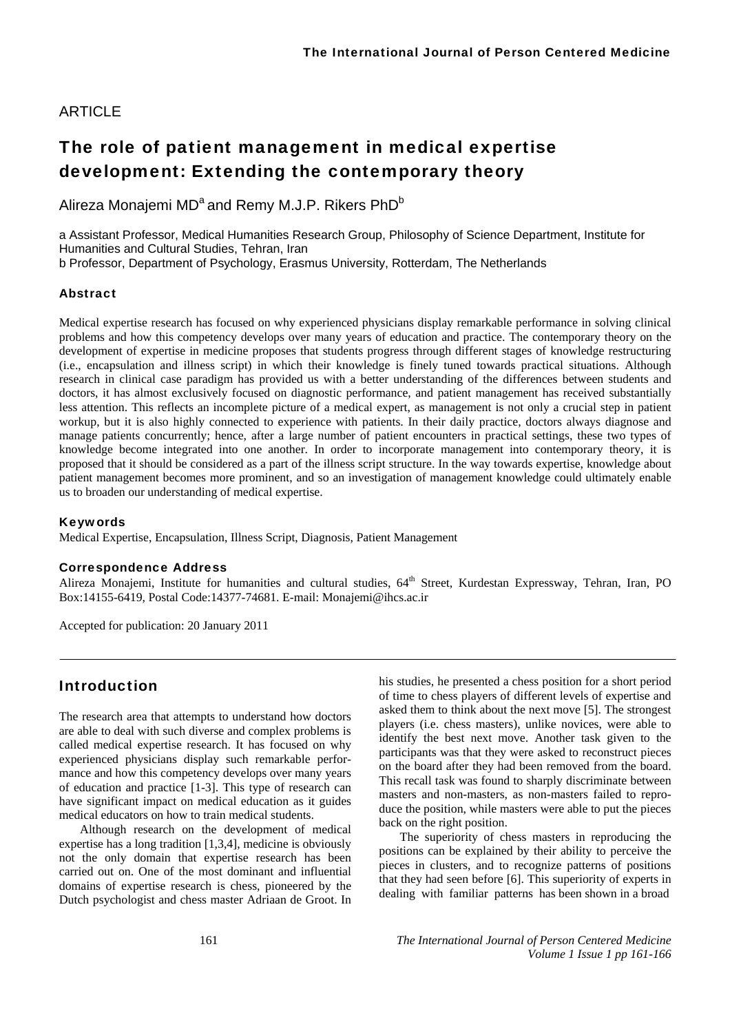ARTICLE

# The role of patient management in medical expertise development: Extending the contemporary theory

Alireza Monajemi MD[a] and Remy M.J.P. Rikers PhD[b]

a Assistant Professor, Medical Humanities Research Group, Philosophy of Science Department, Institute for Humanities and Cultural Studies, Tehran, Iran
b Professor, Department of Psychology, Erasmus University, Rotterdam, The Netherlands

### Abstract

Medical expertise research has focused on why experienced physicians display remarkable performance in solving clinical problems and how this competency develops over many years of education and practice. The contemporary theory on the development of expertise in medicine proposes that students progress through different stages of knowledge restructuring (i.e., encapsulation and illness script) in which their knowledge is finely tuned towards practical situations. Although research in clinical case paradigm has provided us with a better understanding of the differences between students and doctors, it has almost exclusively focused on diagnostic performance, and patient management has received substantially less attention. This reflects an incomplete picture of a medical expert, as management is not only a crucial step in patient workup, but it is also highly connected to experience with patients. In their daily practice, doctors always diagnose and manage patients concurrently; hence, after a large number of patient encounters in practical settings, these two types of knowledge become integrated into one another. In order to incorporate management into contemporary theory, it is proposed that it should be considered as a part of the illness script structure. In the way towards expertise, knowledge about patient management becomes more prominent, and so an investigation of management knowledge could ultimately enable us to broaden our understanding of medical expertise.

### Keywords

Medical Expertise, Encapsulation, Illness Script, Diagnosis, Patient Management

### Correspondence Address

Alireza Monajemi, Institute for humanities and cultural studies, 64th Street, Kurdestan Expressway, Tehran, Iran, PO Box:14155-6419, Postal Code:14377-74681. E-mail: Monajemi@ihcs.ac.ir

Accepted for publication: 20 January 2011

## Introduction

The research area that attempts to understand how doctors are able to deal with such diverse and complex problems is called medical expertise research. It has focused on why experienced physicians display such remarkable performance and how this competency develops over many years of education and practice [1-3]. This type of research can have significant impact on medical education as it guides medical educators on how to train medical students.

Although research on the development of medical expertise has a long tradition [1,3,4], medicine is obviously not the only domain that expertise research has been carried out on. One of the most dominant and influential domains of expertise research is chess, pioneered by the Dutch psychologist and chess master Adriaan de Groot. In his studies, he presented a chess position for a short period of time to chess players of different levels of expertise and asked them to think about the next move [5]. The strongest players (i.e. chess masters), unlike novices, were able to identify the best next move. Another task given to the participants was that they were asked to reconstruct pieces on the board after they had been removed from the board. This recall task was found to sharply discriminate between masters and non-masters, as non-masters failed to reproduce the position, while masters were able to put the pieces back on the right position.

The superiority of chess masters in reproducing the positions can be explained by their ability to perceive the pieces in clusters, and to recognize patterns of positions that they had seen before [6]. This superiority of experts in dealing with familiar patterns has been shown in a broad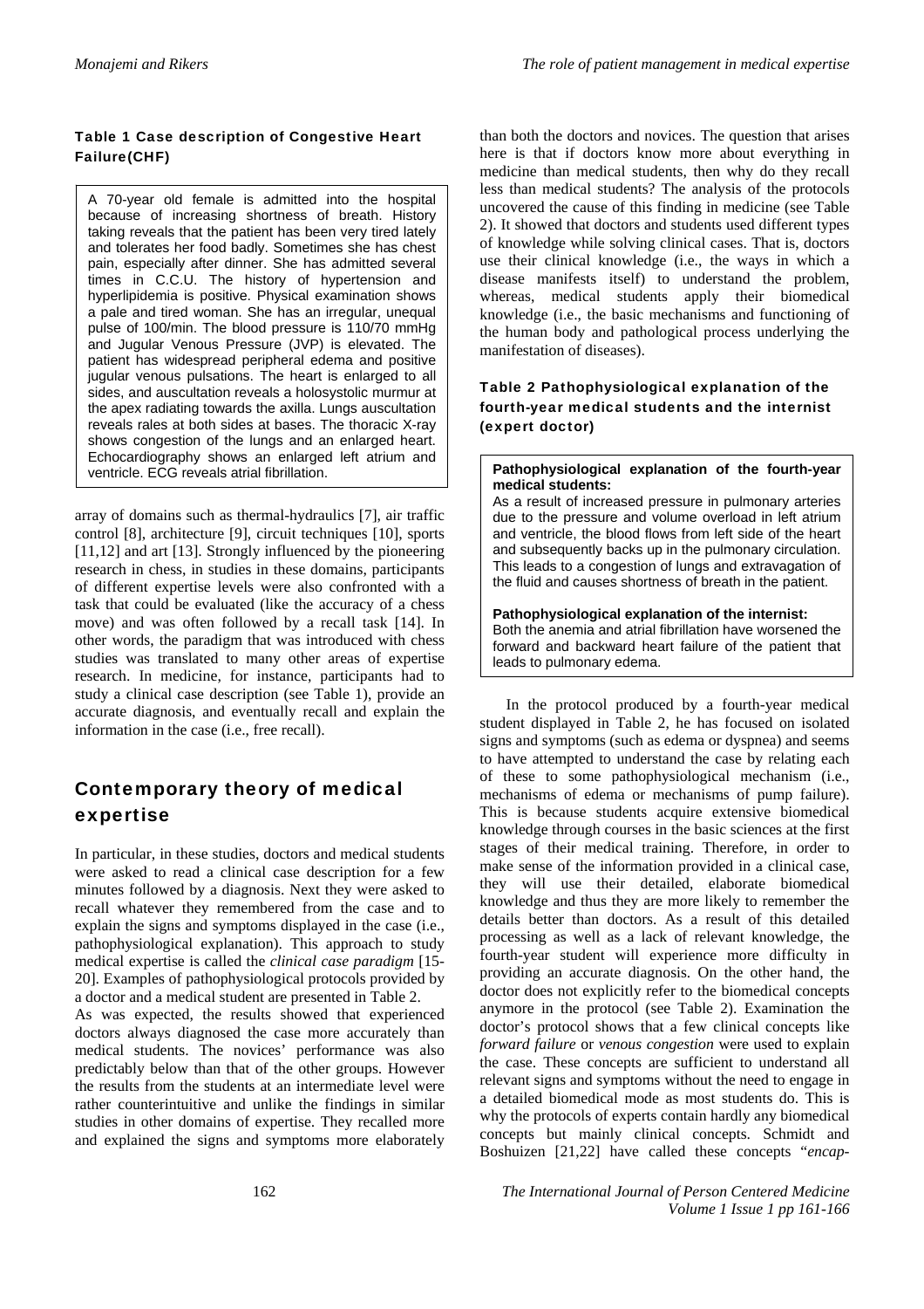**Table 1 Case description of Congestive Heart Failure(CHF)**

A 70-year old female is admitted into the hospital because of increasing shortness of breath. History taking reveals that the patient has been very tired lately and tolerates her food badly. Sometimes she has chest pain, especially after dinner. She has admitted several times in C.C.U. The history of hypertension and hyperlipidemia is positive. Physical examination shows a pale and tired woman. She has an irregular, unequal pulse of 100/min. The blood pressure is 110/70 mmHg and Jugular Venous Pressure (JVP) is elevated. The patient has widespread peripheral edema and positive jugular venous pulsations. The heart is enlarged to all sides, and auscultation reveals a holosystolic murmur at the apex radiating towards the axilla. Lungs auscultation reveals rales at both sides at bases. The thoracic X-ray shows congestion of the lungs and an enlarged heart. Echocardiography shows an enlarged left atrium and ventricle. ECG reveals atrial fibrillation.

array of domains such as thermal-hydraulics [7], air traffic control [8], architecture [9], circuit techniques [10], sports [11,12] and art [13]. Strongly influenced by the pioneering research in chess, in studies in these domains, participants of different expertise levels were also confronted with a task that could be evaluated (like the accuracy of a chess move) and was often followed by a recall task [14]. In other words, the paradigm that was introduced with chess studies was translated to many other areas of expertise research. In medicine, for instance, participants had to study a clinical case description (see Table 1), provide an accurate diagnosis, and eventually recall and explain the information in the case (i.e., free recall).

## Contemporary theory of medical expertise

In particular, in these studies, doctors and medical students were asked to read a clinical case description for a few minutes followed by a diagnosis. Next they were asked to recall whatever they remembered from the case and to explain the signs and symptoms displayed in the case (i.e., pathophysiological explanation). This approach to study medical expertise is called the *clinical case paradigm* [15-20]. Examples of pathophysiological protocols provided by a doctor and a medical student are presented in Table 2.

As was expected, the results showed that experienced doctors always diagnosed the case more accurately than medical students. The novices' performance was also predictably below than that of the other groups. However the results from the students at an intermediate level were rather counterintuitive and unlike the findings in similar studies in other domains of expertise. They recalled more and explained the signs and symptoms more elaborately than both the doctors and novices. The question that arises here is that if doctors know more about everything in medicine than medical students, then why do they recall less than medical students? The analysis of the protocols uncovered the cause of this finding in medicine (see Table 2). It showed that doctors and students used different types of knowledge while solving clinical cases. That is, doctors use their clinical knowledge (i.e., the ways in which a disease manifests itself) to understand the problem, whereas, medical students apply their biomedical knowledge (i.e., the basic mechanisms and functioning of the human body and pathological process underlying the manifestation of diseases).

**Table 2 Pathophysiological explanation of the fourth-year medical students and the internist (expert doctor)**

**Pathophysiological explanation of the fourth-year medical students:**
As a result of increased pressure in pulmonary arteries due to the pressure and volume overload in left atrium and ventricle, the blood flows from left side of the heart and subsequently backs up in the pulmonary circulation. This leads to a congestion of lungs and extravagation of the fluid and causes shortness of breath in the patient.

**Pathophysiological explanation of the internist:**
Both the anemia and atrial fibrillation have worsened the forward and backward heart failure of the patient that leads to pulmonary edema.

In the protocol produced by a fourth-year medical student displayed in Table 2, he has focused on isolated signs and symptoms (such as edema or dyspnea) and seems to have attempted to understand the case by relating each of these to some pathophysiological mechanism (i.e., mechanisms of edema or mechanisms of pump failure). This is because students acquire extensive biomedical knowledge through courses in the basic sciences at the first stages of their medical training. Therefore, in order to make sense of the information provided in a clinical case, they will use their detailed, elaborate biomedical knowledge and thus they are more likely to remember the details better than doctors. As a result of this detailed processing as well as a lack of relevant knowledge, the fourth-year student will experience more difficulty in providing an accurate diagnosis. On the other hand, the doctor does not explicitly refer to the biomedical concepts anymore in the protocol (see Table 2). Examination the doctor's protocol shows that a few clinical concepts like *forward failure* or *venous congestion* were used to explain the case. These concepts are sufficient to understand all relevant signs and symptoms without the need to engage in a detailed biomedical mode as most students do. This is why the protocols of experts contain hardly any biomedical concepts but mainly clinical concepts. Schmidt and Boshuizen [21,22] have called these concepts "*encap-*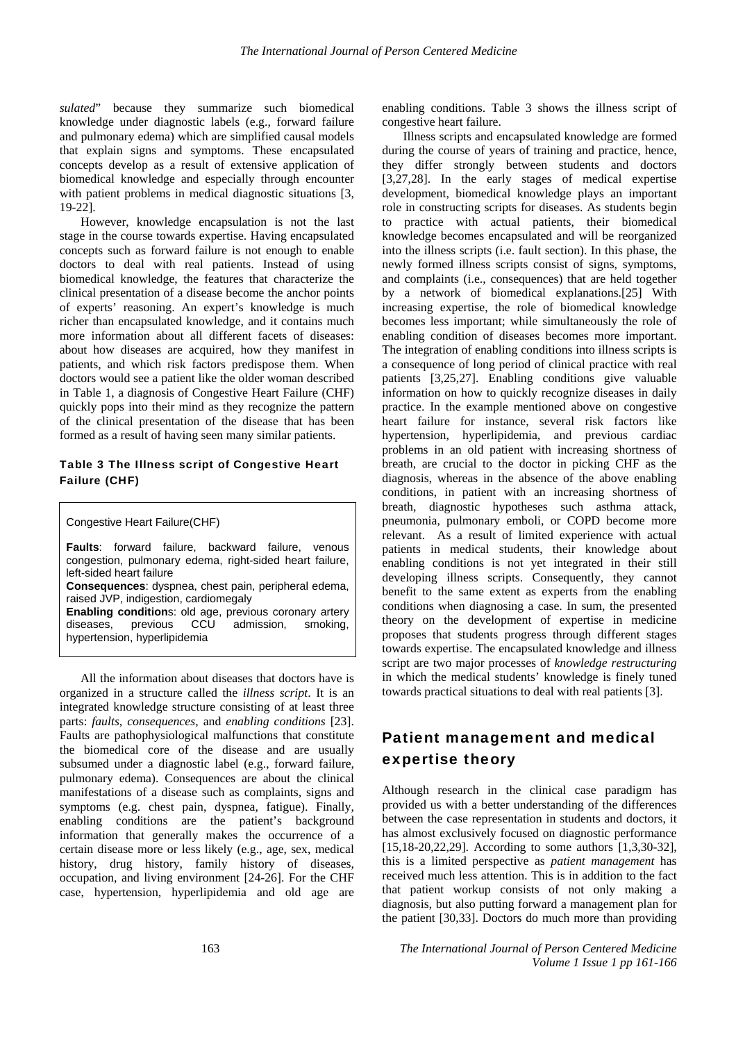*sulated*" because they summarize such biomedical knowledge under diagnostic labels (e.g., forward failure and pulmonary edema) which are simplified causal models that explain signs and symptoms. These encapsulated concepts develop as a result of extensive application of biomedical knowledge and especially through encounter with patient problems in medical diagnostic situations [3, 19-22].

However, knowledge encapsulation is not the last stage in the course towards expertise. Having encapsulated concepts such as forward failure is not enough to enable doctors to deal with real patients. Instead of using biomedical knowledge, the features that characterize the clinical presentation of a disease become the anchor points of experts' reasoning. An expert's knowledge is much richer than encapsulated knowledge, and it contains much more information about all different facets of diseases: about how diseases are acquired, how they manifest in patients, and which risk factors predispose them. When doctors would see a patient like the older woman described in Table 1, a diagnosis of Congestive Heart Failure (CHF) quickly pops into their mind as they recognize the pattern of the clinical presentation of the disease that has been formed as a result of having seen many similar patients.

**Table 3 The Illness script of Congestive Heart Failure (CHF)**

| Congestive Heart Failure(CHF) |
|---|
| **Faults**: forward failure, backward failure, venous congestion, pulmonary edema, right-sided heart failure, left-sided heart failure |
| **Consequences**: dyspnea, chest pain, peripheral edema, raised JVP, indigestion, cardiomegaly |
| **Enabling conditions**: old age, previous coronary artery diseases, previous CCU admission, smoking, hypertension, hyperlipidemia |

All the information about diseases that doctors have is organized in a structure called the *illness script*. It is an integrated knowledge structure consisting of at least three parts: *faults*, *consequences*, and *enabling conditions* [23]. Faults are pathophysiological malfunctions that constitute the biomedical core of the disease and are usually subsumed under a diagnostic label (e.g., forward failure, pulmonary edema). Consequences are about the clinical manifestations of a disease such as complaints, signs and symptoms (e.g. chest pain, dyspnea, fatigue). Finally, enabling conditions are the patient's background information that generally makes the occurrence of a certain disease more or less likely (e.g., age, sex, medical history, drug history, family history of diseases, occupation, and living environment [24-26]. For the CHF case, hypertension, hyperlipidemia and old age are enabling conditions. Table 3 shows the illness script of congestive heart failure.

Illness scripts and encapsulated knowledge are formed during the course of years of training and practice, hence, they differ strongly between students and doctors [3,27,28]. In the early stages of medical expertise development, biomedical knowledge plays an important role in constructing scripts for diseases. As students begin to practice with actual patients, their biomedical knowledge becomes encapsulated and will be reorganized into the illness scripts (i.e. fault section). In this phase, the newly formed illness scripts consist of signs, symptoms, and complaints (i.e., consequences) that are held together by a network of biomedical explanations.[25] With increasing expertise, the role of biomedical knowledge becomes less important; while simultaneously the role of enabling condition of diseases becomes more important. The integration of enabling conditions into illness scripts is a consequence of long period of clinical practice with real patients [3,25,27]. Enabling conditions give valuable information on how to quickly recognize diseases in daily practice. In the example mentioned above on congestive heart failure for instance, several risk factors like hypertension, hyperlipidemia, and previous cardiac problems in an old patient with increasing shortness of breath, are crucial to the doctor in picking CHF as the diagnosis, whereas in the absence of the above enabling conditions, in patient with an increasing shortness of breath, diagnostic hypotheses such asthma attack, pneumonia, pulmonary emboli, or COPD become more relevant. As a result of limited experience with actual patients in medical students, their knowledge about enabling conditions is not yet integrated in their still developing illness scripts. Consequently, they cannot benefit to the same extent as experts from the enabling conditions when diagnosing a case. In sum, the presented theory on the development of expertise in medicine proposes that students progress through different stages towards expertise. The encapsulated knowledge and illness script are two major processes of *knowledge restructuring* in which the medical students' knowledge is finely tuned towards practical situations to deal with real patients [3].

## Patient management and medical expertise theory

Although research in the clinical case paradigm has provided us with a better understanding of the differences between the case representation in students and doctors, it has almost exclusively focused on diagnostic performance [15,18-20,22,29]. According to some authors [1,3,30-32], this is a limited perspective as *patient management* has received much less attention. This is in addition to the fact that patient workup consists of not only making a diagnosis, but also putting forward a management plan for the patient [30,33]. Doctors do much more than providing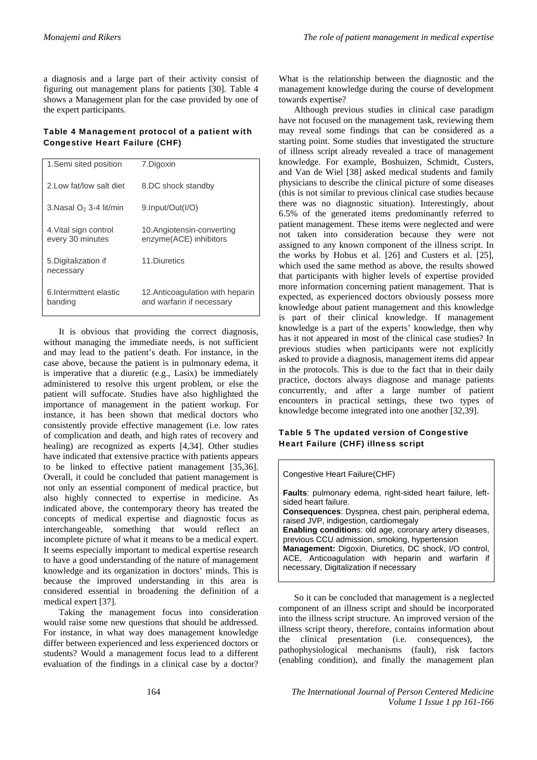a diagnosis and a large part of their activity consist of figuring out management plans for patients [30]. Table 4 shows a Management plan for the case provided by one of the expert participants.

**Table 4 Management protocol of a patient with Congestive Heart Failure (CHF)**

| | |
|---|---|
| 1.Semi sited position | 7.Digoxin |
| 2.Low fat/low salt diet | 8.DC shock standby |
| 3.Nasal $O_2$ 3-4 lit/min | 9.Input/Out(I/O) |
| 4.Vital sign control every 30 minutes | 10.Angiotensin-converting enzyme(ACE) inhibitors |
| 5.Digitalization if necessary | 11.Diuretics |
| 6.Intermittent elastic banding | 12.Anticoagulation with heparin and warfarin if necessary |

It is obvious that providing the correct diagnosis, without managing the immediate needs, is not sufficient and may lead to the patient's death. For instance, in the case above, because the patient is in pulmonary edema, it is imperative that a diuretic (e.g., Lasix) be immediately administered to resolve this urgent problem, or else the patient will suffocate. Studies have also highlighted the importance of management in the patient workup. For instance, it has been shown that medical doctors who consistently provide effective management (i.e. low rates of complication and death, and high rates of recovery and healing) are recognized as experts [4,34]. Other studies have indicated that extensive practice with patients appears to be linked to effective patient management [35,36]. Overall, it could be concluded that patient management is not only an essential component of medical practice, but also highly connected to expertise in medicine. As indicated above, the contemporary theory has treated the concepts of medical expertise and diagnostic focus as interchangeable, something that would reflect an incomplete picture of what it means to be a medical expert. It seems especially important to medical expertise research to have a good understanding of the nature of management knowledge and its organization in doctors' minds. This is because the improved understanding in this area is considered essential in broadening the definition of a medical expert [37].

Taking the management focus into consideration would raise some new questions that should be addressed. For instance, in what way does management knowledge differ between experienced and less experienced doctors or students? Would a management focus lead to a different evaluation of the findings in a clinical case by a doctor? What is the relationship between the diagnostic and the management knowledge during the course of development towards expertise?

Although previous studies in clinical case paradigm have not focused on the management task, reviewing them may reveal some findings that can be considered as a starting point. Some studies that investigated the structure of illness script already revealed a trace of management knowledge. For example, Boshuizen, Schmidt, Custers, and Van de Wiel [38] asked medical students and family physicians to describe the clinical picture of some diseases (this is not similar to previous clinical case studies because there was no diagnostic situation). Interestingly, about 6.5% of the generated items predominantly referred to patient management. These items were neglected and were not taken into consideration because they were not assigned to any known component of the illness script. In the works by Hobus et al. [26] and Custers et al. [25], which used the same method as above, the results showed that participants with higher levels of expertise provided more information concerning patient management. That is expected, as experienced doctors obviously possess more knowledge about patient management and this knowledge is part of their clinical knowledge. If management knowledge is a part of the experts' knowledge, then why has it not appeared in most of the clinical case studies? In previous studies when participants were not explicitly asked to provide a diagnosis, management items did appear in the protocols. This is due to the fact that in their daily practice, doctors always diagnose and manage patients concurrently, and after a large number of patient encounters in practical settings, these two types of knowledge become integrated into one another [32,39].

**Table 5 The updated version of Congestive Heart Failure (CHF) illness script**

| Congestive Heart Failure(CHF) |
|---|
| **Faults**: pulmonary edema, right-sided heart failure, left-sided heart failure. |
| **Consequences**: Dyspnea, chest pain, peripheral edema, raised JVP, indigestion, cardiomegaly |
| **Enabling condition**s: old age, coronary artery diseases, previous CCU admission, smoking, hypertension |
| **Management:** Digoxin, Diuretics, DC shock, I/O control, ACE, Anticoagulation with heparin and warfarin if necessary, Digitalization if necessary |

So it can be concluded that management is a neglected component of an illness script and should be incorporated into the illness script structure. An improved version of the illness script theory, therefore, contains information about the clinical presentation (i.e. consequences), the pathophysiological mechanisms (fault), risk factors (enabling condition), and finally the management plan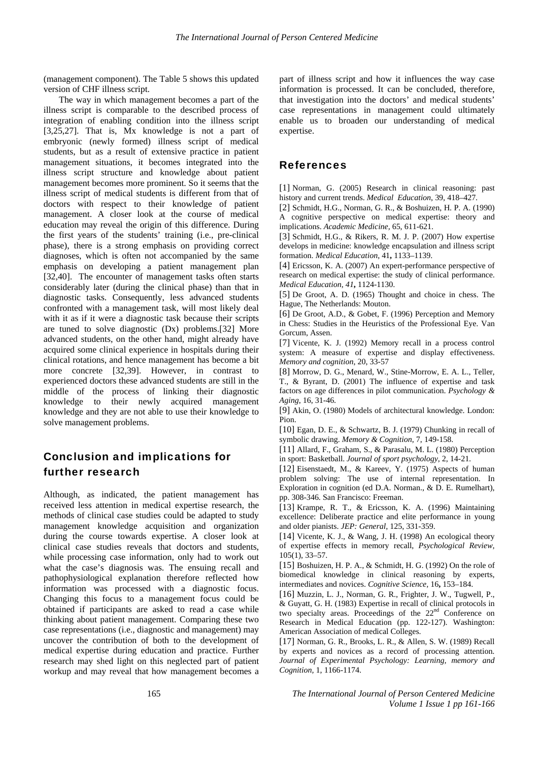(management component). The Table 5 shows this updated version of CHF illness script.

The way in which management becomes a part of the illness script is comparable to the described process of integration of enabling condition into the illness script [3,25,27]. That is, Mx knowledge is not a part of embryonic (newly formed) illness script of medical students, but as a result of extensive practice in patient management situations, it becomes integrated into the illness script structure and knowledge about patient management becomes more prominent. So it seems that the illness script of medical students is different from that of doctors with respect to their knowledge of patient management. A closer look at the course of medical education may reveal the origin of this difference. During the first years of the students' training (i.e., pre-clinical phase), there is a strong emphasis on providing correct diagnoses, which is often not accompanied by the same emphasis on developing a patient management plan [32,40]. The encounter of management tasks often starts considerably later (during the clinical phase) than that in diagnostic tasks. Consequently, less advanced students confronted with a management task, will most likely deal with it as if it were a diagnostic task because their scripts are tuned to solve diagnostic (Dx) problems.[32] More advanced students, on the other hand, might already have acquired some clinical experience in hospitals during their clinical rotations, and hence management has become a bit more concrete [32,39]. However, in contrast to experienced doctors these advanced students are still in the middle of the process of linking their diagnostic knowledge to their newly acquired management knowledge and they are not able to use their knowledge to solve management problems.

## Conclusion and implications for further research

Although, as indicated, the patient management has received less attention in medical expertise research, the methods of clinical case studies could be adapted to study management knowledge acquisition and organization during the course towards expertise. A closer look at clinical case studies reveals that doctors and students, while processing case information, only had to work out what the case's diagnosis was. The ensuing recall and pathophysiological explanation therefore reflected how information was processed with a diagnostic focus. Changing this focus to a management focus could be obtained if participants are asked to read a case while thinking about patient management. Comparing these two case representations (i.e., diagnostic and management) may uncover the contribution of both to the development of medical expertise during education and practice. Further research may shed light on this neglected part of patient workup and may reveal that how management becomes a part of illness script and how it influences the way case information is processed. It can be concluded, therefore, that investigation into the doctors' and medical students' case representations in management could ultimately enable us to broaden our understanding of medical expertise.

## References

[1] Norman, G. (2005) Research in clinical reasoning: past history and current trends. *Medical Education*, 39, 418–427.

[2] Schmidt, H.G., Norman, G. R., & Boshuizen, H. P. A. (1990) A cognitive perspective on medical expertise: theory and implications. *Academic Medicine*, 65, 611-621.

[3] Schmidt, H.G., & Rikers, R. M. J. P. (2007) How expertise develops in medicine: knowledge encapsulation and illness script formation. *Medical Education*, 41**,** 1133–1139.

[4] Ericsson, K. A. (2007) An expert-performance perspective of research on medical expertise: the study of clinical performance. *Medical Education*, *41***,** 1124-1130.

[5] De Groot, A. D. (1965) Thought and choice in chess. The Hague, The Netherlands: Mouton.

[6] De Groot, A.D., & Gobet, F. (1996) Perception and Memory in Chess: Studies in the Heuristics of the Professional Eye. Van Gorcum, Assen.

[7] Vicente, K. J. (1992) Memory recall in a process control system: A measure of expertise and display effectiveness. *Memory and cognition*, 20, 33-57

[8] Morrow, D. G., Menard, W., Stine-Morrow, E. A. L., Teller, T., & Byrant, D. (2001) The influence of expertise and task factors on age differences in pilot communication. *Psychology & Aging*, 16, 31-46.

[9] Akin, O. (1980) Models of architectural knowledge. London: Pion.

[10] Egan, D. E., & Schwartz, B. J. (1979) Chunking in recall of symbolic drawing. *Memory & Cognition*, 7, 149-158.

[11] Allard, F., Graham, S., & Parasalu, M. L. (1980) Perception in sport: Basketball. *Journal of sport psychology*, 2, 14-21.

[12] Eisenstaedt, M., & Kareev, Y. (1975) Aspects of human problem solving: The use of internal representation. In Exploration in cognition (ed D.A. Norman., & D. E. Rumelhart), pp. 308-346. San Francisco: Freeman.

[13] Krampe, R. T., & Ericsson, K. A. (1996) Maintaining excellence: Deliberate practice and elite performance in young and older pianists. *JEP: General*, 125, 331-359.

[14] Vicente, K. J., & Wang, J. H. (1998) An ecological theory of expertise effects in memory recall, *Psychological Review*, 105(1), 33–57.

[15] Boshuizen, H. P. A., & Schmidt, H. G. (1992) On the role of biomedical knowledge in clinical reasoning by experts, intermediates and novices. *Cognitive Science*, 16**,** 153–184.

[16] Muzzin, L. J., Norman, G. R., Frighter, J. W., Tugwell, P., & Guyatt, G. H. (1983) Expertise in recall of clinical protocols in two specialty areas. Proceedings of the 22nd Conference on Research in Medical Education (pp. 122-127). Washington: American Association of medical Colleges.

[17] Norman, G. R., Brooks, L. R., & Allen, S. W. (1989) Recall by experts and novices as a record of processing attention. *Journal of Experimental Psychology: Learning, memory and Cognition*, 1, 1166-1174.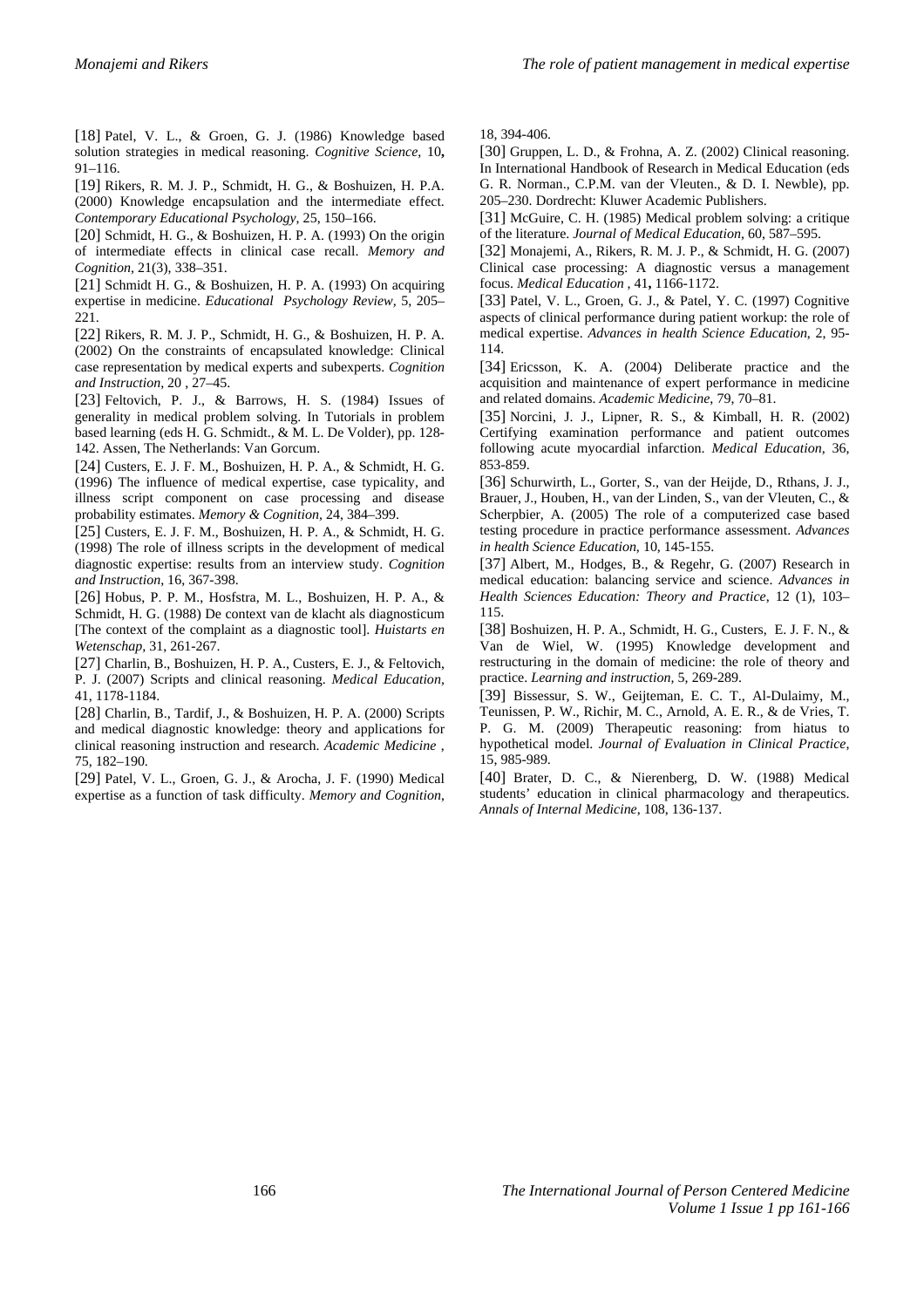[18] Patel, V. L., & Groen, G. J. (1986) Knowledge based solution strategies in medical reasoning. *Cognitive Science*, 10**,** 91–116.

[19] Rikers, R. M. J. P., Schmidt, H. G., & Boshuizen, H. P.A. (2000) Knowledge encapsulation and the intermediate effect. *Contemporary Educational Psychology*, 25, 150–166.

[20] Schmidt, H. G., & Boshuizen, H. P. A. (1993) On the origin of intermediate effects in clinical case recall. *Memory and Cognition*, 21(3), 338–351.

[21] Schmidt H. G., & Boshuizen, H. P. A. (1993) On acquiring expertise in medicine. *Educational Psychology Review*, 5, 205–221.

[22] Rikers, R. M. J. P., Schmidt, H. G., & Boshuizen, H. P. A. (2002) On the constraints of encapsulated knowledge: Clinical case representation by medical experts and subexperts. *Cognition and Instruction*, 20 , 27–45.

[23] Feltovich, P. J., & Barrows, H. S. (1984) Issues of generality in medical problem solving. In Tutorials in problem based learning (eds H. G. Schmidt., & M. L. De Volder), pp. 128-142. Assen, The Netherlands: Van Gorcum.

[24] Custers, E. J. F. M., Boshuizen, H. P. A., & Schmidt, H. G. (1996) The influence of medical expertise, case typicality, and illness script component on case processing and disease probability estimates. *Memory & Cognition*, 24, 384–399.

[25] Custers, E. J. F. M., Boshuizen, H. P. A., & Schmidt, H. G. (1998) The role of illness scripts in the development of medical diagnostic expertise: results from an interview study. *Cognition and Instruction*, 16, 367-398.

[26] Hobus, P. P. M., Hosfstra, M. L., Boshuizen, H. P. A., & Schmidt, H. G. (1988) De context van de klacht als diagnosticum [The context of the complaint as a diagnostic tool]. *Huistarts en Wetenschap*, 31, 261-267.

[27] Charlin, B., Boshuizen, H. P. A., Custers, E. J., & Feltovich, P. J. (2007) Scripts and clinical reasoning. *Medical Education*, 41, 1178-1184.

[28] Charlin, B., Tardif, J., & Boshuizen, H. P. A. (2000) Scripts and medical diagnostic knowledge: theory and applications for clinical reasoning instruction and research. *Academic Medicine* , 75, 182–190.

[29] Patel, V. L., Groen, G. J., & Arocha, J. F. (1990) Medical expertise as a function of task difficulty. *Memory and Cognition*, 18, 394-406.

[30] Gruppen, L. D., & Frohna, A. Z. (2002) Clinical reasoning. In International Handbook of Research in Medical Education (eds G. R. Norman., C.P.M. van der Vleuten., & D. I. Newble), pp. 205–230. Dordrecht: Kluwer Academic Publishers.

[31] McGuire, C. H. (1985) Medical problem solving: a critique of the literature. *Journal of Medical Education*, 60, 587–595.

[32] Monajemi, A., Rikers, R. M. J. P., & Schmidt, H. G. (2007) Clinical case processing: A diagnostic versus a management focus. *Medical Education* , 41**,** 1166-1172.

[33] Patel, V. L., Groen, G. J., & Patel, Y. C. (1997) Cognitive aspects of clinical performance during patient workup: the role of medical expertise. *Advances in health Science Education*, 2, 95-114.

[34] Ericsson, K. A. (2004) Deliberate practice and the acquisition and maintenance of expert performance in medicine and related domains. *Academic Medicine*, 79, 70–81.

[35] Norcini, J. J., Lipner, R. S., & Kimball, H. R. (2002) Certifying examination performance and patient outcomes following acute myocardial infarction. *Medical Education*, 36, 853-859.

[36] Schurwirth, L., Gorter, S., van der Heijde, D., Rthans, J. J., Brauer, J., Houben, H., van der Linden, S., van der Vleuten, C., & Scherpbier, A. (2005) The role of a computerized case based testing procedure in practice performance assessment. *Advances in health Science Education*, 10, 145-155.

[37] Albert, M., Hodges, B., & Regehr, G. (2007) Research in medical education: balancing service and science. *Advances in Health Sciences Education: Theory and Practice*, 12 (1), 103–115.

[38] Boshuizen, H. P. A., Schmidt, H. G., Custers, E. J. F. N., & Van de Wiel, W. (1995) Knowledge development and restructuring in the domain of medicine: the role of theory and practice. *Learning and instruction*, 5, 269-289.

[39] Bissessur, S. W., Geijteman, E. C. T., Al-Dulaimy, M., Teunissen, P. W., Richir, M. C., Arnold, A. E. R., & de Vries, T. P. G. M. (2009) Therapeutic reasoning: from hiatus to hypothetical model. *Journal of Evaluation in Clinical Practice*, 15, 985-989.

[40] Brater, D. C., & Nierenberg, D. W. (1988) Medical students' education in clinical pharmacology and therapeutics. *Annals of Internal Medicine*, 108, 136-137.